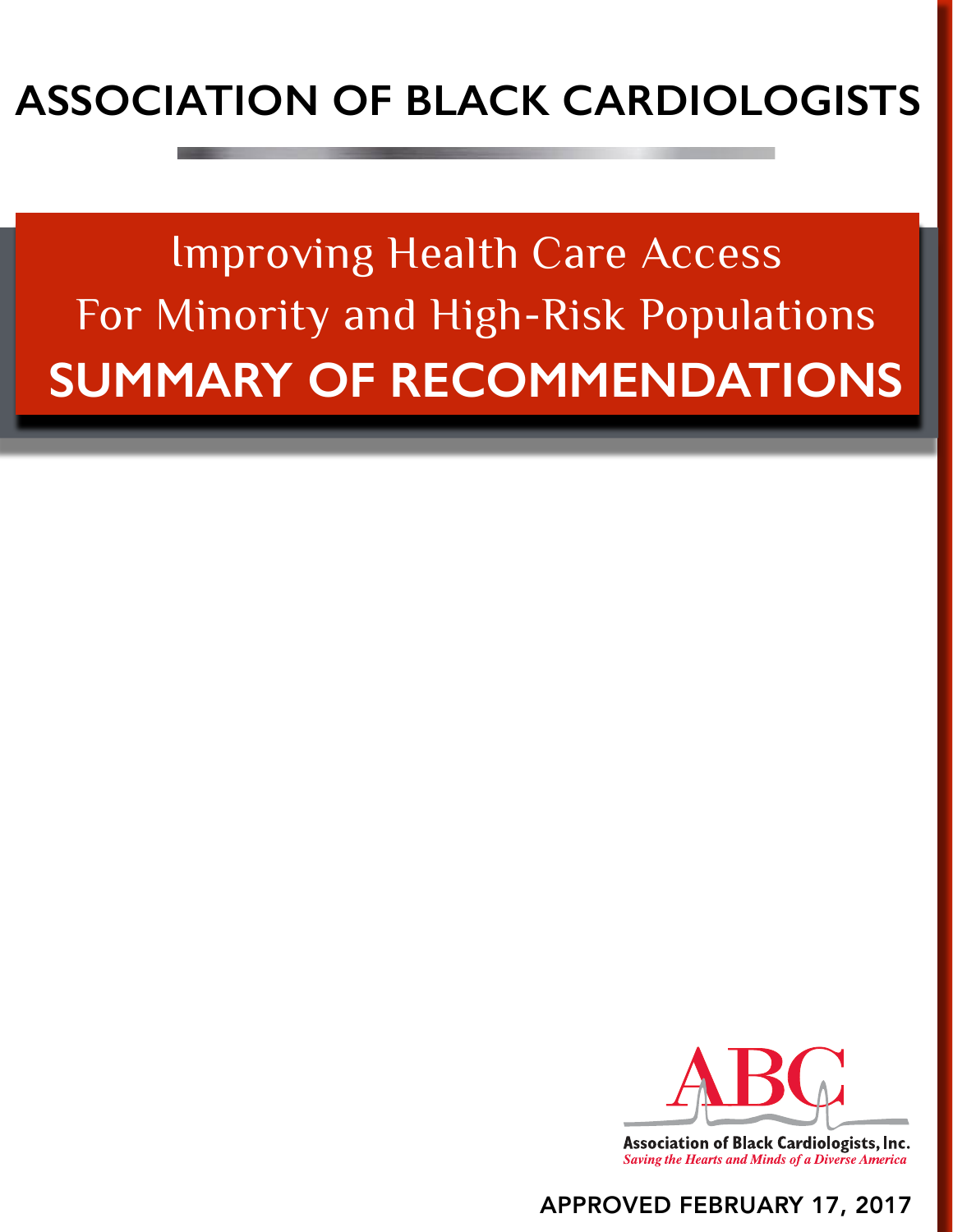# ASSOCIATION OF BLACK CARDIOLOGISTS

## Improving Health Care Access For Minority and High-Risk Populations

## SUMMARY OF RECOMMENDATIONS

**Association of Black Cardiologists, Inc.**
*Saving the Hearts and Minds of a Diverse America*

APPROVED FEBRUARY 17, 2017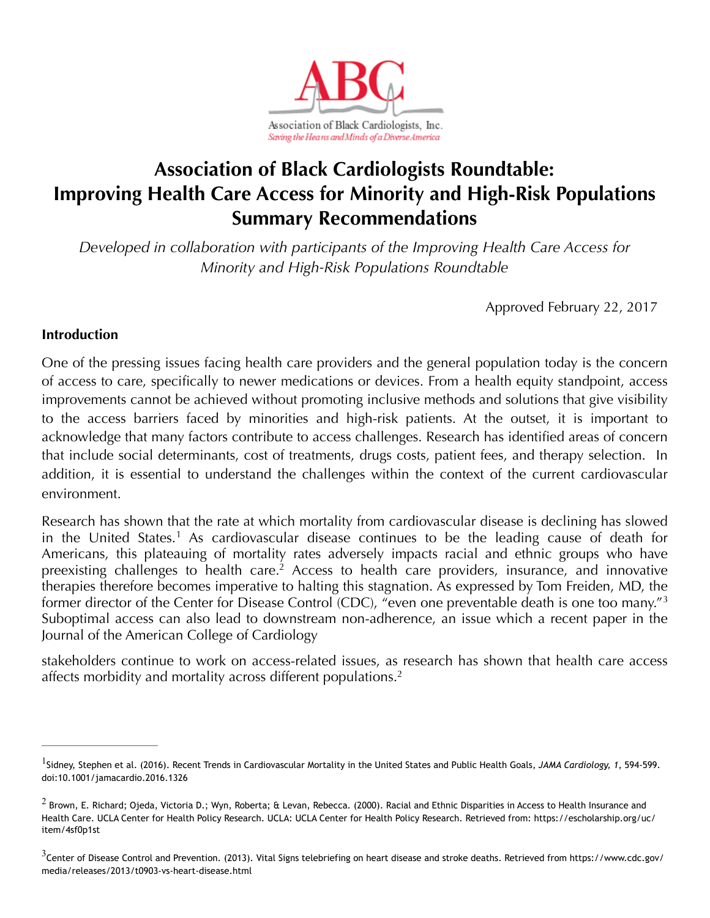Association of Black Cardiologists, Inc.
*Saving the Hearts and Minds of a Diverse America*

# Association of Black Cardiologists Roundtable: Improving Health Care Access for Minority and High-Risk Populations Summary Recommendations

*Developed in collaboration with participants of the Improving Health Care Access for Minority and High-Risk Populations Roundtable*

Approved February 22, 2017

## Introduction

One of the pressing issues facing health care providers and the general population today is the concern of access to care, specifically to newer medications or devices. From a health equity standpoint, access improvements cannot be achieved without promoting inclusive methods and solutions that give visibility to the access barriers faced by minorities and high-risk patients. At the outset, it is important to acknowledge that many factors contribute to access challenges. Research has identified areas of concern that include social determinants, cost of treatments, drugs costs, patient fees, and therapy selection. In addition, it is essential to understand the challenges within the context of the current cardiovascular environment.

Research has shown that the rate at which mortality from cardiovascular disease is declining has slowed in the United States.[1] As cardiovascular disease continues to be the leading cause of death for Americans, this plateauing of mortality rates adversely impacts racial and ethnic groups who have preexisting challenges to health care.[2] Access to health care providers, insurance, and innovative therapies therefore becomes imperative to halting this stagnation. As expressed by Tom Freiden, MD, the former director of the Center for Disease Control (CDC), "even one preventable death is one too many."[3] Suboptimal access can also lead to downstream non-adherence, an issue which a recent paper in the Journal of the American College of Cardiology

stakeholders continue to work on access-related issues, as research has shown that health care access affects morbidity and mortality across different populations.[2]

---

[1] Sidney, Stephen et al. (2016). Recent Trends in Cardiovascular Mortality in the United States and Public Health Goals, *JAMA Cardiology*, *1*, 594-599. doi:10.1001/jamacardio.2016.1326

[2] Brown, E. Richard; Ojeda, Victoria D.; Wyn, Roberta; & Levan, Rebecca. (2000). Racial and Ethnic Disparities in Access to Health Insurance and Health Care. UCLA Center for Health Policy Research. UCLA: UCLA Center for Health Policy Research. Retrieved from: https://escholarship.org/uc/item/4sf0p1st

[3] Center of Disease Control and Prevention. (2013). Vital Signs telebriefing on heart disease and stroke deaths. Retrieved from https://www.cdc.gov/media/releases/2013/t0903-vs-heart-disease.html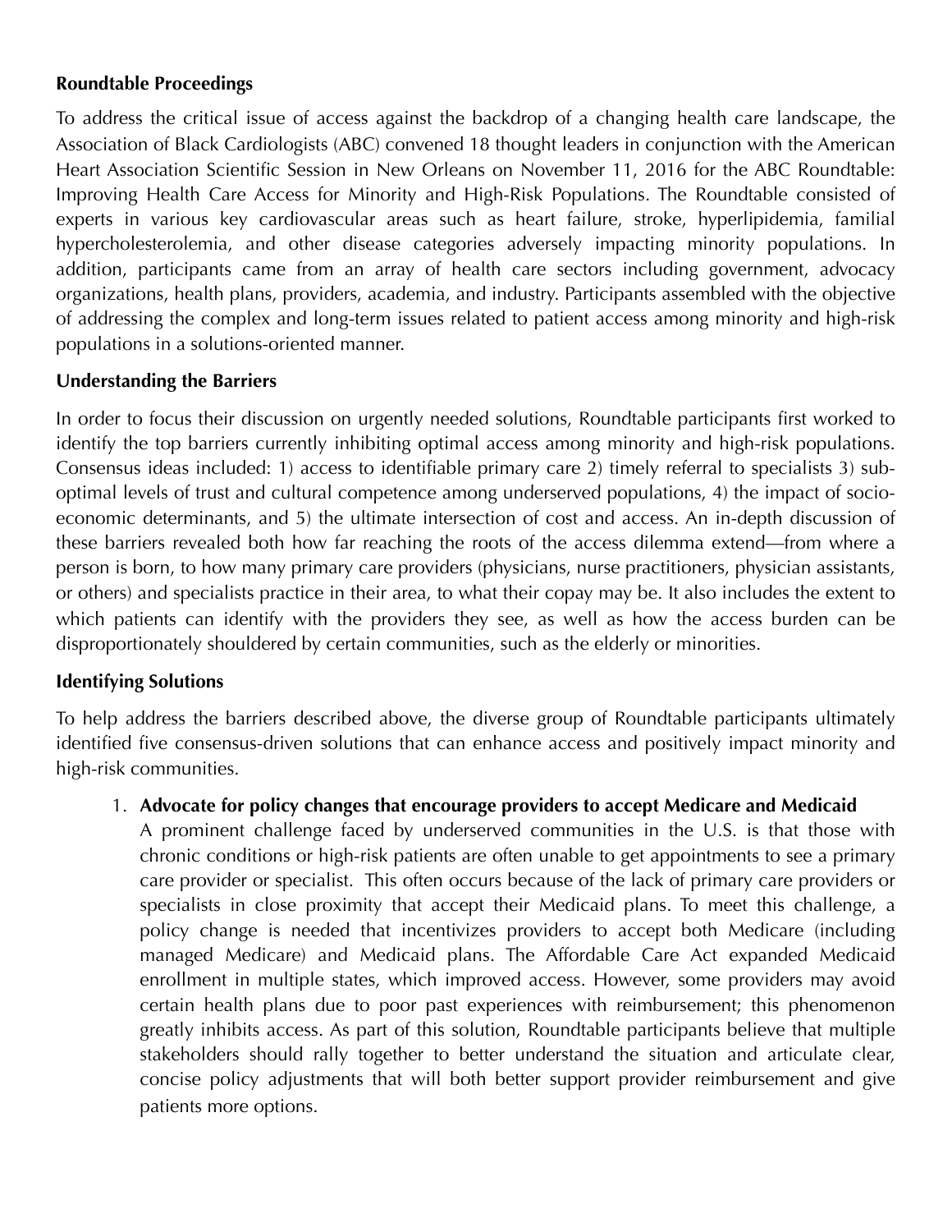**Roundtable Proceedings**

To address the critical issue of access against the backdrop of a changing health care landscape, the Association of Black Cardiologists (ABC) convened 18 thought leaders in conjunction with the American Heart Association Scientific Session in New Orleans on November 11, 2016 for the ABC Roundtable: Improving Health Care Access for Minority and High-Risk Populations. The Roundtable consisted of experts in various key cardiovascular areas such as heart failure, stroke, hyperlipidemia, familial hypercholesterolemia, and other disease categories adversely impacting minority populations. In addition, participants came from an array of health care sectors including government, advocacy organizations, health plans, providers, academia, and industry. Participants assembled with the objective of addressing the complex and long-term issues related to patient access among minority and high-risk populations in a solutions-oriented manner.

**Understanding the Barriers**

In order to focus their discussion on urgently needed solutions, Roundtable participants first worked to identify the top barriers currently inhibiting optimal access among minority and high-risk populations. Consensus ideas included: 1) access to identifiable primary care 2) timely referral to specialists 3) sub-optimal levels of trust and cultural competence among underserved populations, 4) the impact of socio-economic determinants, and 5) the ultimate intersection of cost and access. An in-depth discussion of these barriers revealed both how far reaching the roots of the access dilemma extend—from where a person is born, to how many primary care providers (physicians, nurse practitioners, physician assistants, or others) and specialists practice in their area, to what their copay may be. It also includes the extent to which patients can identify with the providers they see, as well as how the access burden can be disproportionately shouldered by certain communities, such as the elderly or minorities.

**Identifying Solutions**

To help address the barriers described above, the diverse group of Roundtable participants ultimately identified five consensus-driven solutions that can enhance access and positively impact minority and high-risk communities.

1. **Advocate for policy changes that encourage providers to accept Medicare and Medicaid**
   A prominent challenge faced by underserved communities in the U.S. is that those with chronic conditions or high-risk patients are often unable to get appointments to see a primary care provider or specialist. This often occurs because of the lack of primary care providers or specialists in close proximity that accept their Medicaid plans. To meet this challenge, a policy change is needed that incentivizes providers to accept both Medicare (including managed Medicare) and Medicaid plans. The Affordable Care Act expanded Medicaid enrollment in multiple states, which improved access. However, some providers may avoid certain health plans due to poor past experiences with reimbursement; this phenomenon greatly inhibits access. As part of this solution, Roundtable participants believe that multiple stakeholders should rally together to better understand the situation and articulate clear, concise policy adjustments that will both better support provider reimbursement and give patients more options.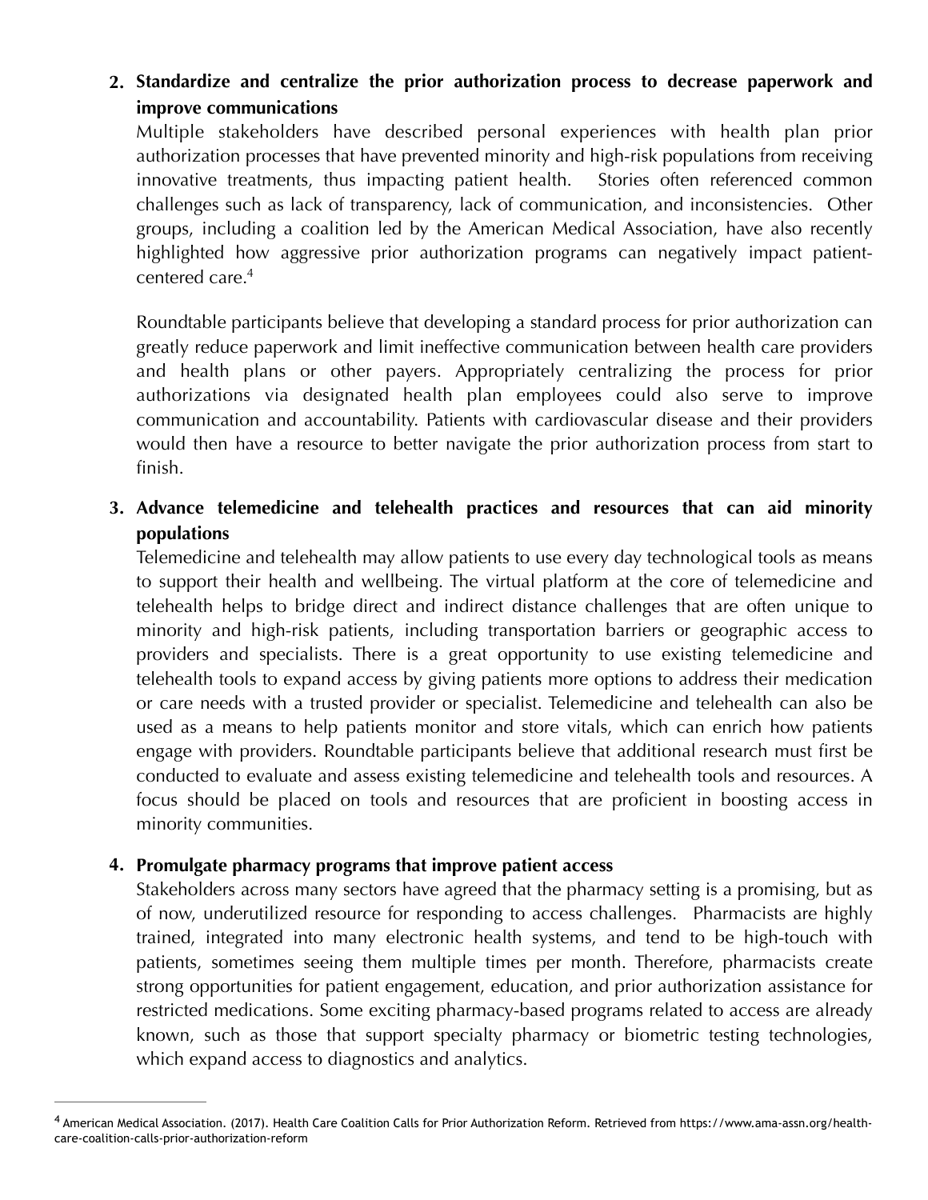2. **Standardize and centralize the prior authorization process to decrease paperwork and improve communications**

   Multiple stakeholders have described personal experiences with health plan prior authorization processes that have prevented minority and high-risk populations from receiving innovative treatments, thus impacting patient health. Stories often referenced common challenges such as lack of transparency, lack of communication, and inconsistencies. Other groups, including a coalition led by the American Medical Association, have also recently highlighted how aggressive prior authorization programs can negatively impact patient-centered care.[4]

   Roundtable participants believe that developing a standard process for prior authorization can greatly reduce paperwork and limit ineffective communication between health care providers and health plans or other payers. Appropriately centralizing the process for prior authorizations via designated health plan employees could also serve to improve communication and accountability. Patients with cardiovascular disease and their providers would then have a resource to better navigate the prior authorization process from start to finish.

3. **Advance telemedicine and telehealth practices and resources that can aid minority populations**

   Telemedicine and telehealth may allow patients to use every day technological tools as means to support their health and wellbeing. The virtual platform at the core of telemedicine and telehealth helps to bridge direct and indirect distance challenges that are often unique to minority and high-risk patients, including transportation barriers or geographic access to providers and specialists. There is a great opportunity to use existing telemedicine and telehealth tools to expand access by giving patients more options to address their medication or care needs with a trusted provider or specialist. Telemedicine and telehealth can also be used as a means to help patients monitor and store vitals, which can enrich how patients engage with providers. Roundtable participants believe that additional research must first be conducted to evaluate and assess existing telemedicine and telehealth tools and resources. A focus should be placed on tools and resources that are proficient in boosting access in minority communities.

4. **Promulgate pharmacy programs that improve patient access**

   Stakeholders across many sectors have agreed that the pharmacy setting is a promising, but as of now, underutilized resource for responding to access challenges. Pharmacists are highly trained, integrated into many electronic health systems, and tend to be high-touch with patients, sometimes seeing them multiple times per month. Therefore, pharmacists create strong opportunities for patient engagement, education, and prior authorization assistance for restricted medications. Some exciting pharmacy-based programs related to access are already known, such as those that support specialty pharmacy or biometric testing technologies, which expand access to diagnostics and analytics.

---

[4] American Medical Association. (2017). Health Care Coalition Calls for Prior Authorization Reform. Retrieved from https://www.ama-assn.org/health-care-coalition-calls-prior-authorization-reform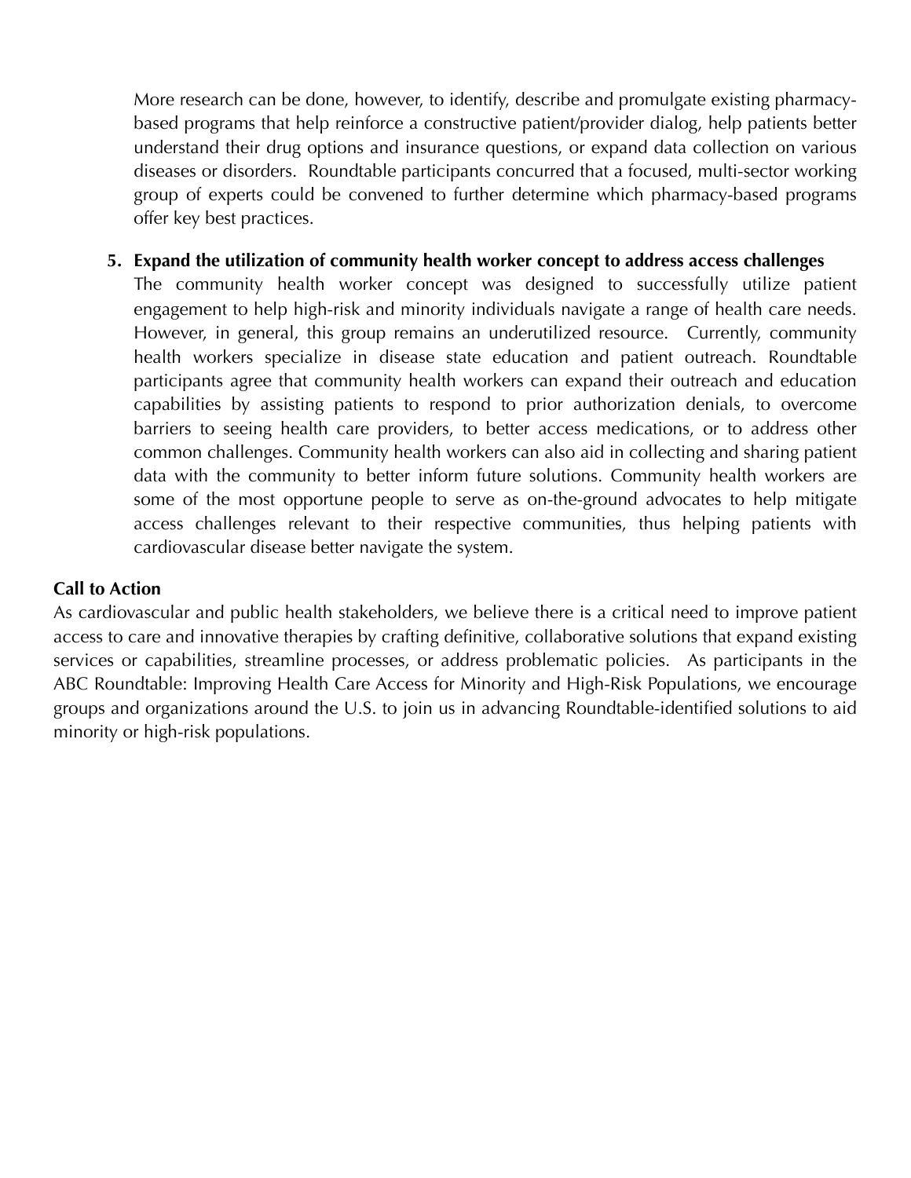More research can be done, however, to identify, describe and promulgate existing pharmacy-based programs that help reinforce a constructive patient/provider dialog, help patients better understand their drug options and insurance questions, or expand data collection on various diseases or disorders. Roundtable participants concurred that a focused, multi-sector working group of experts could be convened to further determine which pharmacy-based programs offer key best practices.

5. **Expand the utilization of community health worker concept to address access challenges**
   The community health worker concept was designed to successfully utilize patient engagement to help high-risk and minority individuals navigate a range of health care needs. However, in general, this group remains an underutilized resource. Currently, community health workers specialize in disease state education and patient outreach. Roundtable participants agree that community health workers can expand their outreach and education capabilities by assisting patients to respond to prior authorization denials, to overcome barriers to seeing health care providers, to better access medications, or to address other common challenges. Community health workers can also aid in collecting and sharing patient data with the community to better inform future solutions. Community health workers are some of the most opportune people to serve as on-the-ground advocates to help mitigate access challenges relevant to their respective communities, thus helping patients with cardiovascular disease better navigate the system.

**Call to Action**

As cardiovascular and public health stakeholders, we believe there is a critical need to improve patient access to care and innovative therapies by crafting definitive, collaborative solutions that expand existing services or capabilities, streamline processes, or address problematic policies. As participants in the ABC Roundtable: Improving Health Care Access for Minority and High-Risk Populations, we encourage groups and organizations around the U.S. to join us in advancing Roundtable-identified solutions to aid minority or high-risk populations.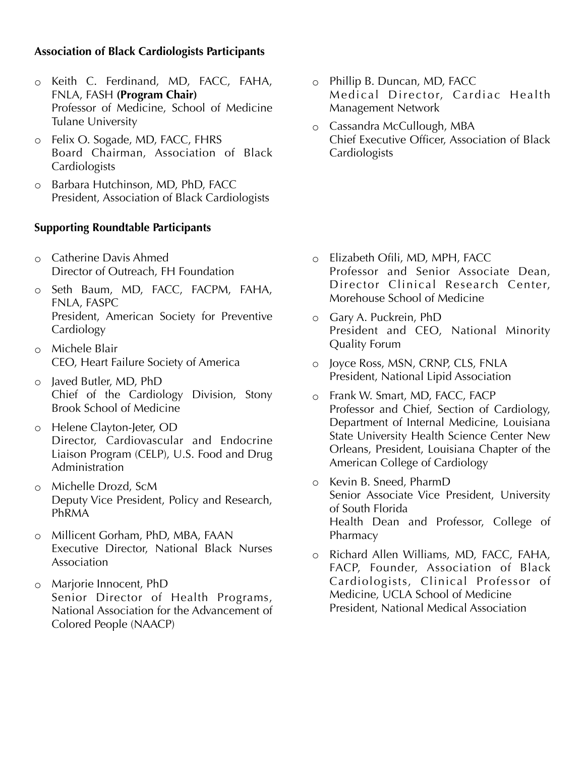### Association of Black Cardiologists Participants

- Keith C. Ferdinand, MD, FACC, FAHA, FNLA, FASH **(Program Chair)**
  Professor of Medicine, School of Medicine Tulane University
- Felix O. Sogade, MD, FACC, FHRS
  Board Chairman, Association of Black Cardiologists
- Barbara Hutchinson, MD, PhD, FACC
  President, Association of Black Cardiologists
- Phillip B. Duncan, MD, FACC
  Medical Director, Cardiac Health Management Network
- Cassandra McCullough, MBA
  Chief Executive Officer, Association of Black Cardiologists

### Supporting Roundtable Participants

- Catherine Davis Ahmed
  Director of Outreach, FH Foundation
- Seth Baum, MD, FACC, FACPM, FAHA, FNLA, FASPC
  President, American Society for Preventive Cardiology
- Michele Blair
  CEO, Heart Failure Society of America
- Javed Butler, MD, PhD
  Chief of the Cardiology Division, Stony Brook School of Medicine
- Helene Clayton-Jeter, OD
  Director, Cardiovascular and Endocrine Liaison Program (CELP), U.S. Food and Drug Administration
- Michelle Drozd, ScM
  Deputy Vice President, Policy and Research, PhRMA
- Millicent Gorham, PhD, MBA, FAAN
  Executive Director, National Black Nurses Association
- Marjorie Innocent, PhD
  Senior Director of Health Programs, National Association for the Advancement of Colored People (NAACP)
- Elizabeth Ofili, MD, MPH, FACC
  Professor and Senior Associate Dean, Director Clinical Research Center, Morehouse School of Medicine
- Gary A. Puckrein, PhD
  President and CEO, National Minority Quality Forum
- Joyce Ross, MSN, CRNP, CLS, FNLA
  President, National Lipid Association
- Frank W. Smart, MD, FACC, FACP
  Professor and Chief, Section of Cardiology, Department of Internal Medicine, Louisiana State University Health Science Center New Orleans, President, Louisiana Chapter of the American College of Cardiology
- Kevin B. Sneed, PharmD
  Senior Associate Vice President, University of South Florida
  Health Dean and Professor, College of Pharmacy
- Richard Allen Williams, MD, FACC, FAHA, FACP, Founder, Association of Black Cardiologists, Clinical Professor of Medicine, UCLA School of Medicine
  President, National Medical Association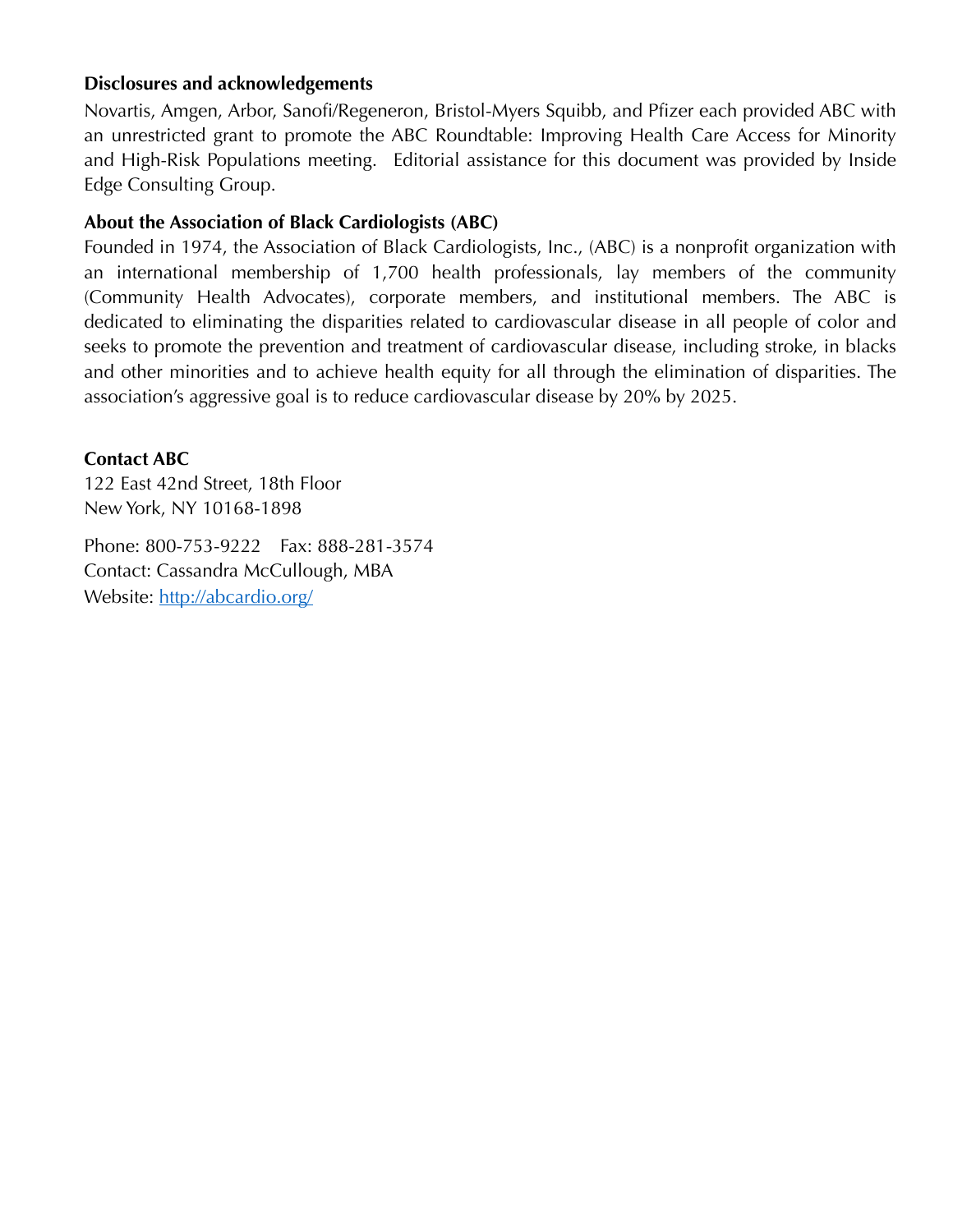**Disclosures and acknowledgements**

Novartis, Amgen, Arbor, Sanofi/Regeneron, Bristol-Myers Squibb, and Pfizer each provided ABC with an unrestricted grant to promote the ABC Roundtable: Improving Health Care Access for Minority and High-Risk Populations meeting. Editorial assistance for this document was provided by Inside Edge Consulting Group.

**About the Association of Black Cardiologists (ABC)**

Founded in 1974, the Association of Black Cardiologists, Inc., (ABC) is a nonprofit organization with an international membership of 1,700 health professionals, lay members of the community (Community Health Advocates), corporate members, and institutional members. The ABC is dedicated to eliminating the disparities related to cardiovascular disease in all people of color and seeks to promote the prevention and treatment of cardiovascular disease, including stroke, in blacks and other minorities and to achieve health equity for all through the elimination of disparities. The association's aggressive goal is to reduce cardiovascular disease by 20% by 2025.

**Contact ABC**

122 East 42nd Street, 18th Floor
New York, NY 10168-1898

Phone: 800-753-9222 Fax: 888-281-3574
Contact: Cassandra McCullough, MBA
Website: [http://abcardio.org/](http://abcardio.org/)